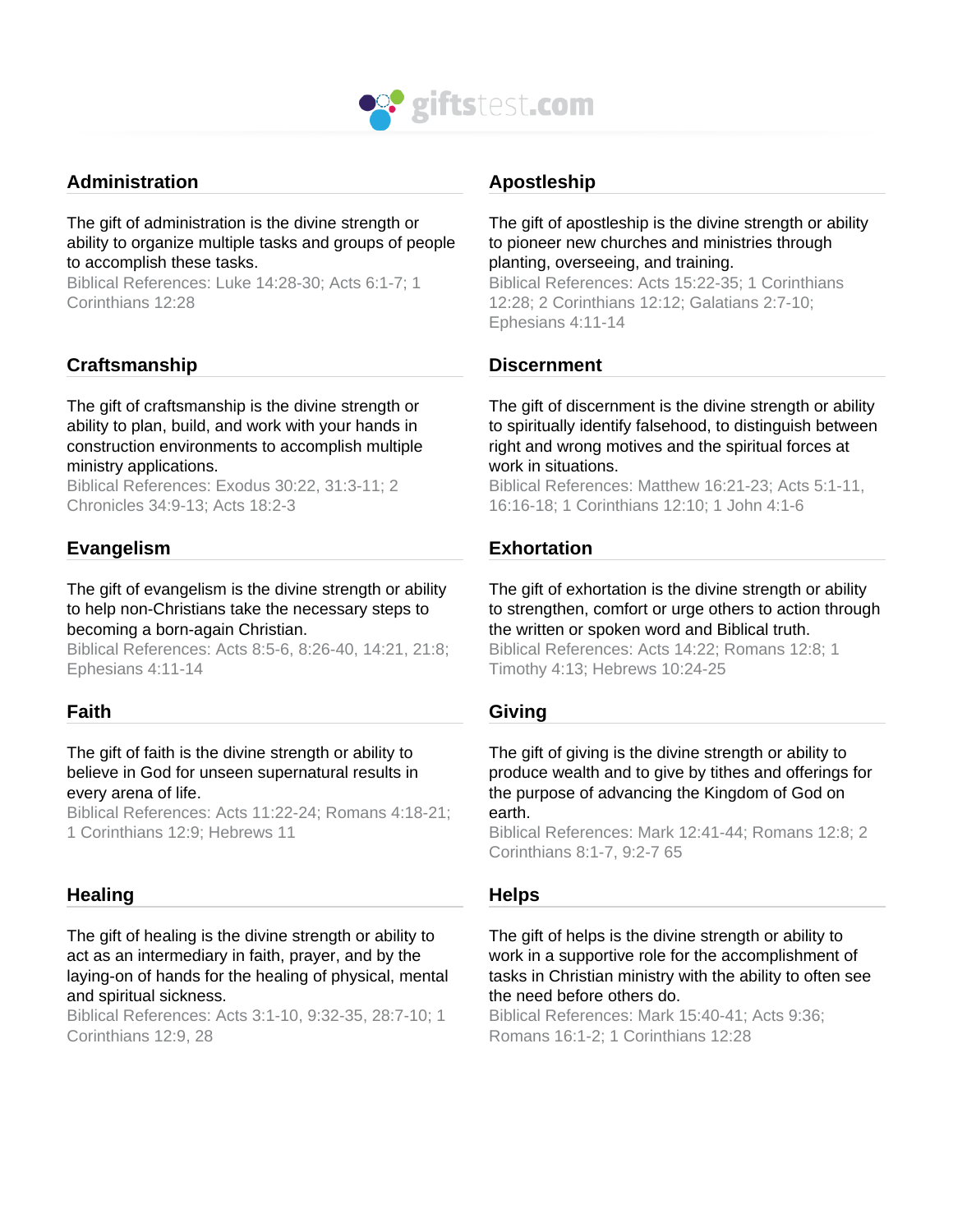## Administration

The gift of administration is the divine strength or ability to organize multiple tasks and groups of people to accomplish these tasks.
Biblical References: Luke 14:28-30; Acts 6:1-7; 1 Corinthians 12:28

## Apostleship

The gift of apostleship is the divine strength or ability to pioneer new churches and ministries through planting, overseeing, and training.
Biblical References: Acts 15:22-35; 1 Corinthians 12:28; 2 Corinthians 12:12; Galatians 2:7-10; Ephesians 4:11-14

## Craftsmanship

The gift of craftsmanship is the divine strength or ability to plan, build, and work with your hands in construction environments to accomplish multiple ministry applications.
Biblical References: Exodus 30:22, 31:3-11; 2 Chronicles 34:9-13; Acts 18:2-3

## Discernment

The gift of discernment is the divine strength or ability to spiritually identify falsehood, to distinguish between right and wrong motives and the spiritual forces at work in situations.
Biblical References: Matthew 16:21-23; Acts 5:1-11, 16:16-18; 1 Corinthians 12:10; 1 John 4:1-6

## Evangelism

The gift of evangelism is the divine strength or ability to help non-Christians take the necessary steps to becoming a born-again Christian.
Biblical References: Acts 8:5-6, 8:26-40, 14:21, 21:8; Ephesians 4:11-14

## Exhortation

The gift of exhortation is the divine strength or ability to strengthen, comfort or urge others to action through the written or spoken word and Biblical truth.
Biblical References: Acts 14:22; Romans 12:8; 1 Timothy 4:13; Hebrews 10:24-25

## Faith

The gift of faith is the divine strength or ability to believe in God for unseen supernatural results in every arena of life.
Biblical References: Acts 11:22-24; Romans 4:18-21; 1 Corinthians 12:9; Hebrews 11

## Giving

The gift of giving is the divine strength or ability to produce wealth and to give by tithes and offerings for the purpose of advancing the Kingdom of God on earth.
Biblical References: Mark 12:41-44; Romans 12:8; 2 Corinthians 8:1-7, 9:2-7 65

## Healing

The gift of healing is the divine strength or ability to act as an intermediary in faith, prayer, and by the laying-on of hands for the healing of physical, mental and spiritual sickness.
Biblical References: Acts 3:1-10, 9:32-35, 28:7-10; 1 Corinthians 12:9, 28

## Helps

The gift of helps is the divine strength or ability to work in a supportive role for the accomplishment of tasks in Christian ministry with the ability to often see the need before others do.
Biblical References: Mark 15:40-41; Acts 9:36; Romans 16:1-2; 1 Corinthians 12:28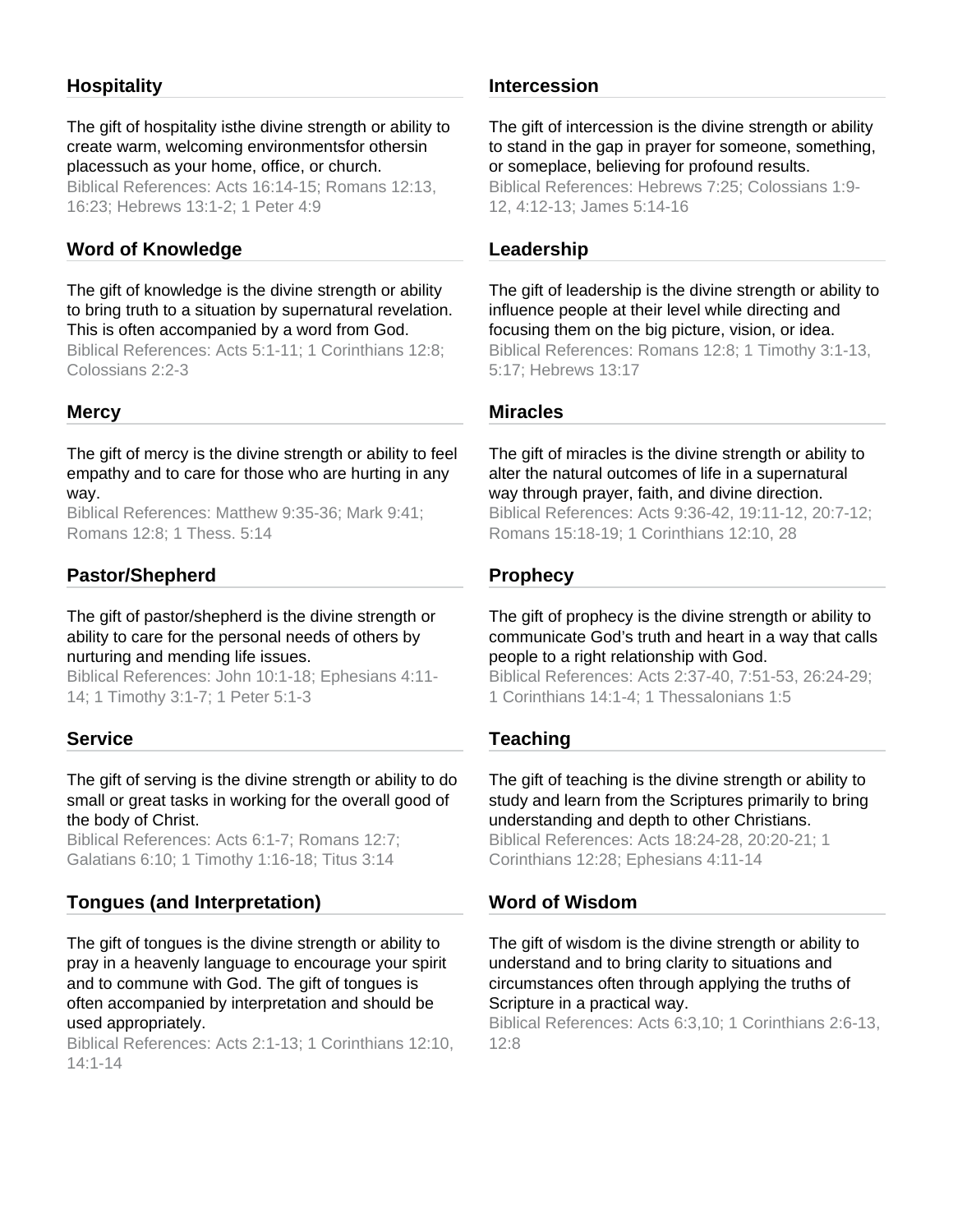### Hospitality

The gift of hospitality isthe divine strength or ability to create warm, welcoming environmentsfor othersin placessuch as your home, office, or church.
Biblical References: Acts 16:14-15; Romans 12:13, 16:23; Hebrews 13:1-2; 1 Peter 4:9

### Intercession

The gift of intercession is the divine strength or ability to stand in the gap in prayer for someone, something, or someplace, believing for profound results.
Biblical References: Hebrews 7:25; Colossians 1:9-12, 4:12-13; James 5:14-16

### Word of Knowledge

The gift of knowledge is the divine strength or ability to bring truth to a situation by supernatural revelation. This is often accompanied by a word from God.
Biblical References: Acts 5:1-11; 1 Corinthians 12:8; Colossians 2:2-3

### Leadership

The gift of leadership is the divine strength or ability to influence people at their level while directing and focusing them on the big picture, vision, or idea.
Biblical References: Romans 12:8; 1 Timothy 3:1-13, 5:17; Hebrews 13:17

### Mercy

The gift of mercy is the divine strength or ability to feel empathy and to care for those who are hurting in any way.
Biblical References: Matthew 9:35-36; Mark 9:41; Romans 12:8; 1 Thess. 5:14

### Miracles

The gift of miracles is the divine strength or ability to alter the natural outcomes of life in a supernatural way through prayer, faith, and divine direction.
Biblical References: Acts 9:36-42, 19:11-12, 20:7-12; Romans 15:18-19; 1 Corinthians 12:10, 28

### Pastor/Shepherd

The gift of pastor/shepherd is the divine strength or ability to care for the personal needs of others by nurturing and mending life issues.
Biblical References: John 10:1-18; Ephesians 4:11-14; 1 Timothy 3:1-7; 1 Peter 5:1-3

### Prophecy

The gift of prophecy is the divine strength or ability to communicate God's truth and heart in a way that calls people to a right relationship with God.
Biblical References: Acts 2:37-40, 7:51-53, 26:24-29; 1 Corinthians 14:1-4; 1 Thessalonians 1:5

### Service

The gift of serving is the divine strength or ability to do small or great tasks in working for the overall good of the body of Christ.
Biblical References: Acts 6:1-7; Romans 12:7; Galatians 6:10; 1 Timothy 1:16-18; Titus 3:14

### Teaching

The gift of teaching is the divine strength or ability to study and learn from the Scriptures primarily to bring understanding and depth to other Christians.
Biblical References: Acts 18:24-28, 20:20-21; 1 Corinthians 12:28; Ephesians 4:11-14

### Tongues (and Interpretation)

The gift of tongues is the divine strength or ability to pray in a heavenly language to encourage your spirit and to commune with God. The gift of tongues is often accompanied by interpretation and should be used appropriately.
Biblical References: Acts 2:1-13; 1 Corinthians 12:10, 14:1-14

### Word of Wisdom

The gift of wisdom is the divine strength or ability to understand and to bring clarity to situations and circumstances often through applying the truths of Scripture in a practical way.
Biblical References: Acts 6:3,10; 1 Corinthians 2:6-13, 12:8